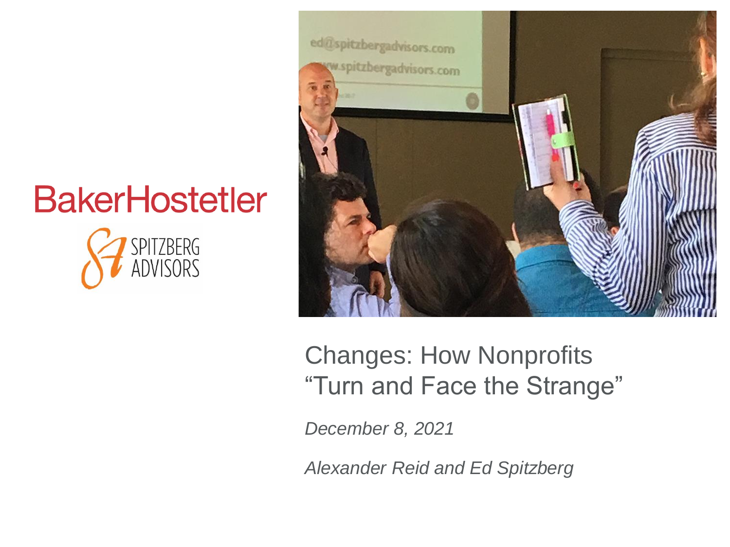BakerHostetler

SPITZBERG ADVISORS

# Changes: How Nonprofits "Turn and Face the Strange"

*December 8, 2021*

*Alexander Reid and Ed Spitzberg*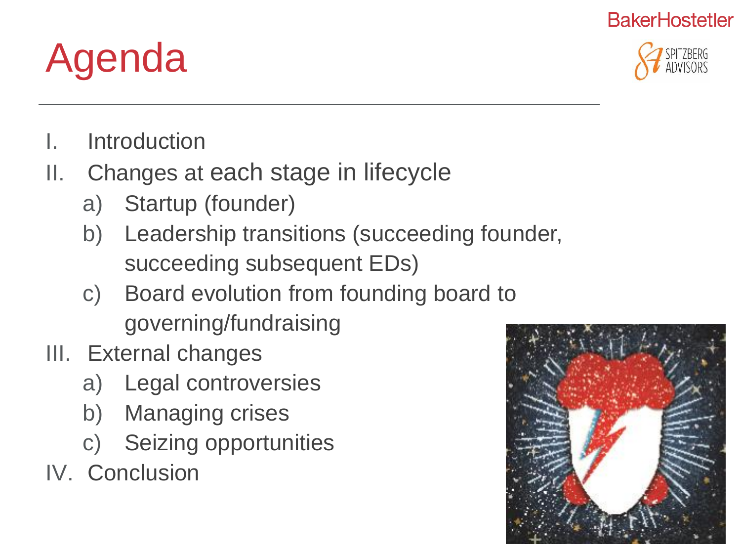# Agenda

I. Introduction
II. Changes at each stage in lifecycle
    a) Startup (founder)
    b) Leadership transitions (succeeding founder, succeeding subsequent EDs)
    c) Board evolution from founding board to governing/fundraising
III. External changes
    a) Legal controversies
    b) Managing crises
    c) Seizing opportunities
IV. Conclusion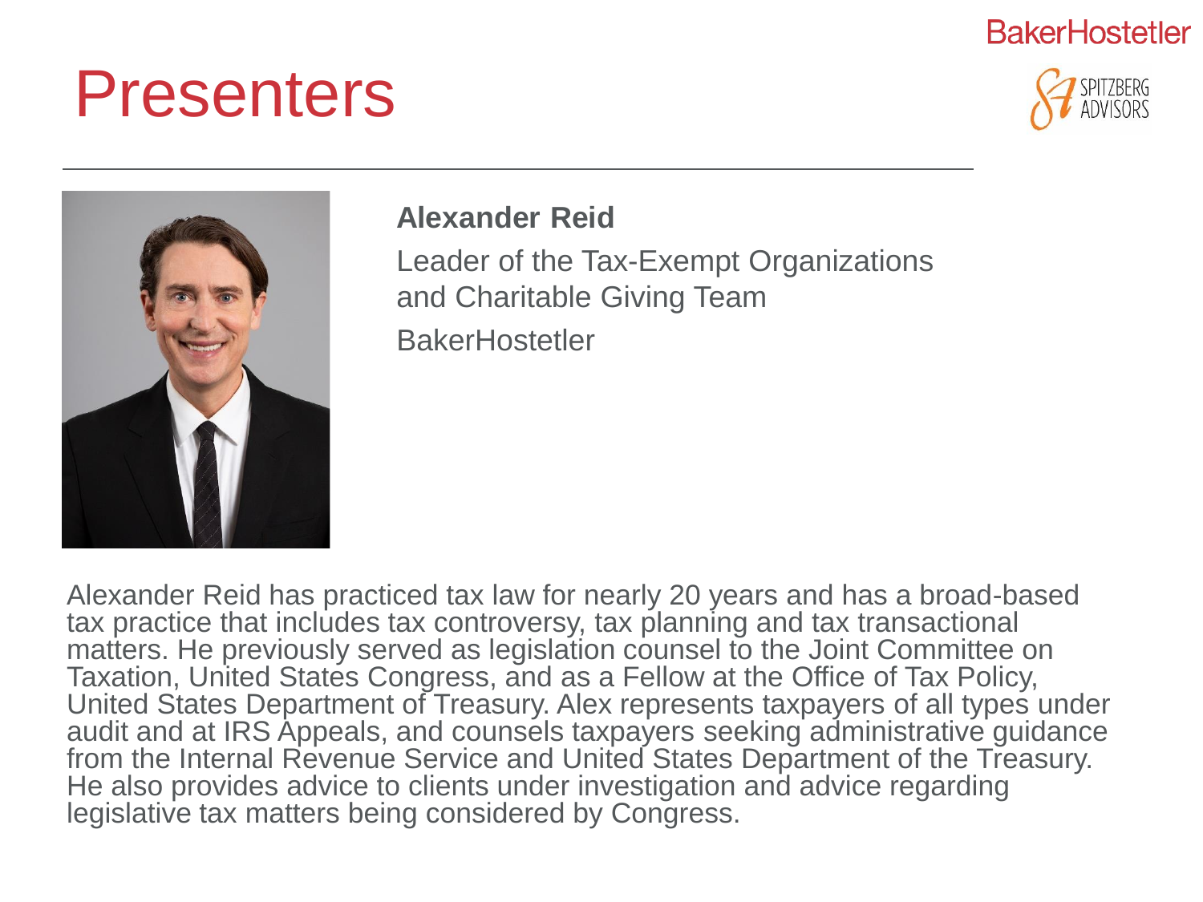# Presenters

**Alexander Reid**

Leader of the Tax-Exempt Organizations and Charitable Giving Team

BakerHostetler

Alexander Reid has practiced tax law for nearly 20 years and has a broad-based tax practice that includes tax controversy, tax planning and tax transactional matters. He previously served as legislation counsel to the Joint Committee on Taxation, United States Congress, and as a Fellow at the Office of Tax Policy, United States Department of Treasury. Alex represents taxpayers of all types under audit and at IRS Appeals, and counsels taxpayers seeking administrative guidance from the Internal Revenue Service and United States Department of the Treasury. He also provides advice to clients under investigation and advice regarding legislative tax matters being considered by Congress.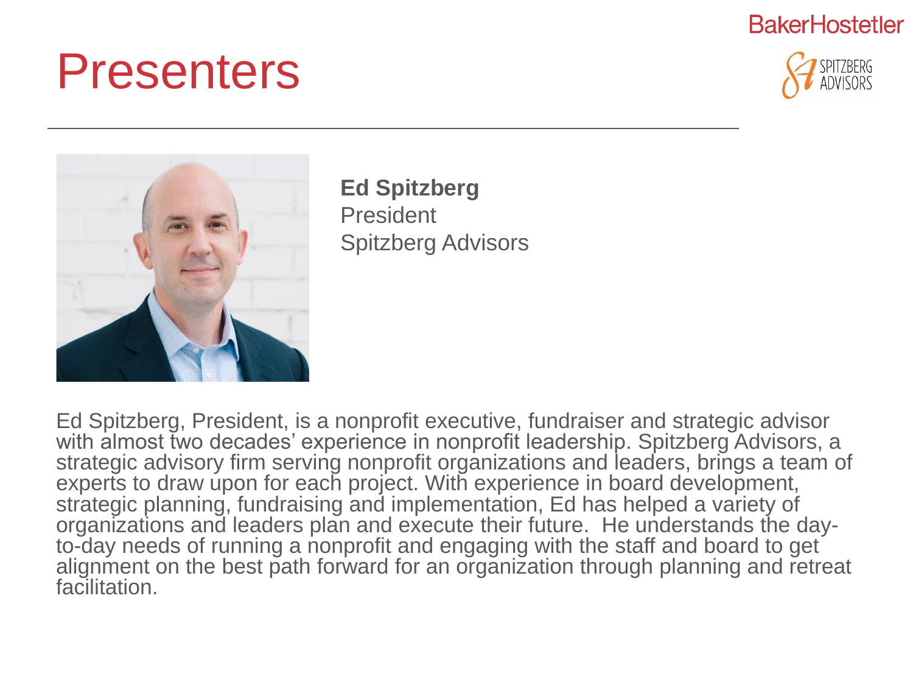# Presenters

**Ed Spitzberg**
President
Spitzberg Advisors

Ed Spitzberg, President, is a nonprofit executive, fundraiser and strategic advisor with almost two decades' experience in nonprofit leadership. Spitzberg Advisors, a strategic advisory firm serving nonprofit organizations and leaders, brings a team of experts to draw upon for each project. With experience in board development, strategic planning, fundraising and implementation, Ed has helped a variety of organizations and leaders plan and execute their future. He understands the day-to-day needs of running a nonprofit and engaging with the staff and board to get alignment on the best path forward for an organization through planning and retreat facilitation.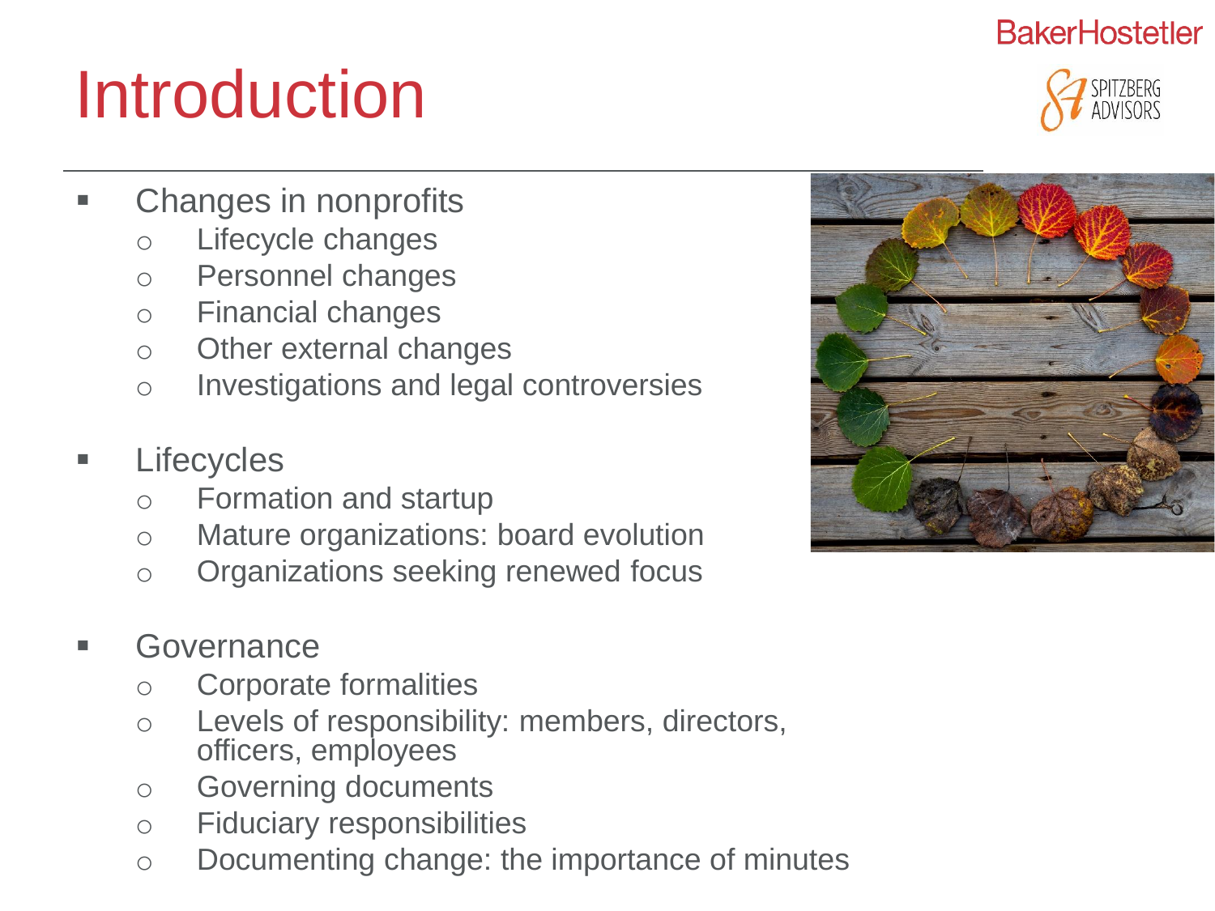# Introduction

- Changes in nonprofits
  - Lifecycle changes
  - Personnel changes
  - Financial changes
  - Other external changes
  - Investigations and legal controversies

- Lifecycles
  - Formation and startup
  - Mature organizations: board evolution
  - Organizations seeking renewed focus

- Governance
  - Corporate formalities
  - Levels of responsibility: members, directors, officers, employees
  - Governing documents
  - Fiduciary responsibilities
  - Documenting change: the importance of minutes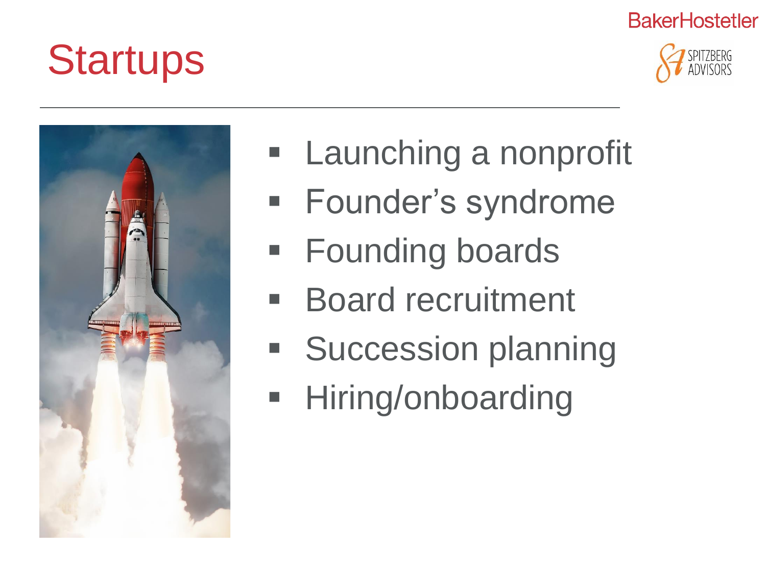# Startups

- Launching a nonprofit
- Founder's syndrome
- Founding boards
- Board recruitment
- Succession planning
- Hiring/onboarding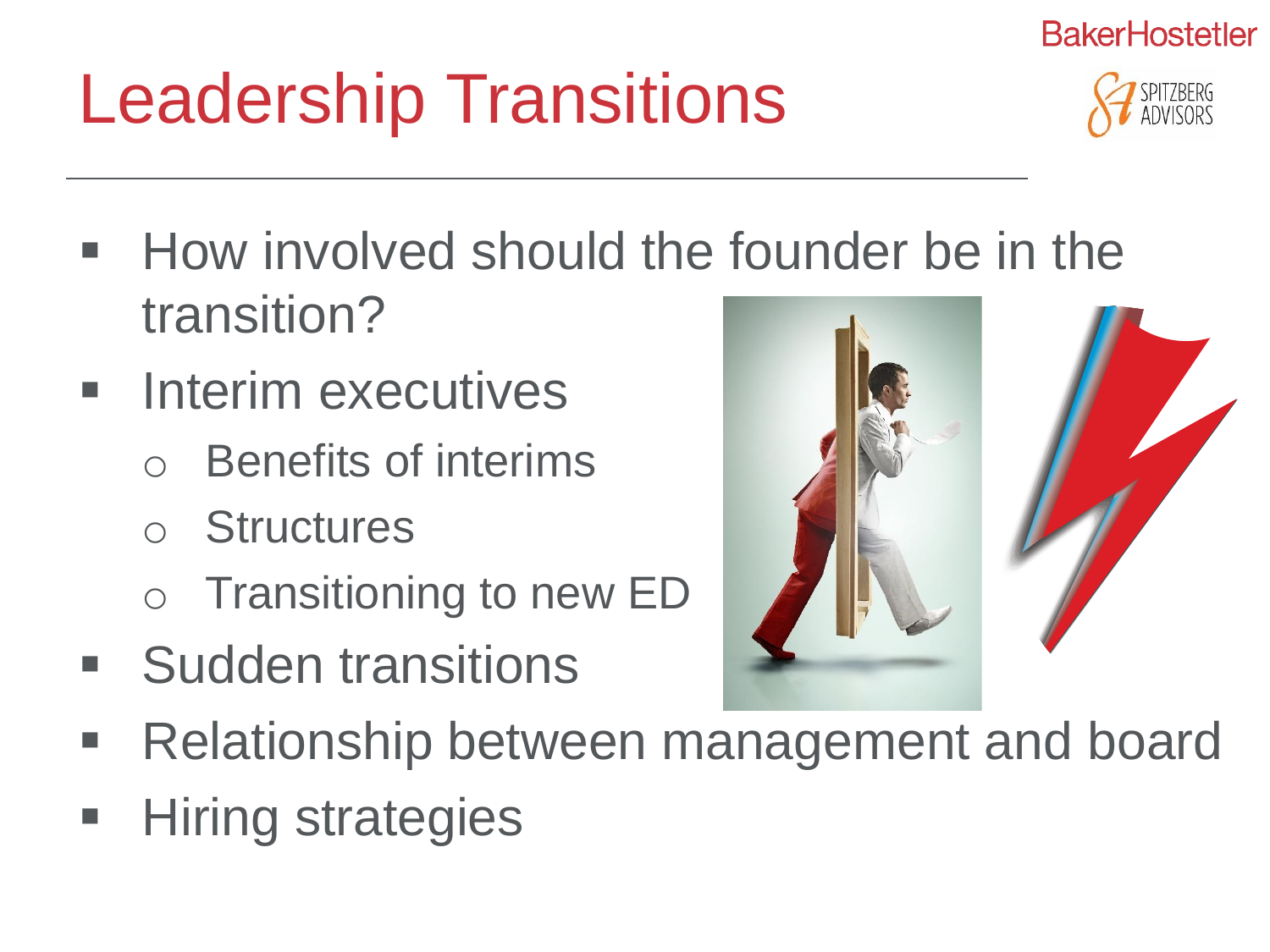# Leadership Transitions

- How involved should the founder be in the transition?
- Interim executives
  - Benefits of interims
  - Structures
  - Transitioning to new ED
- Sudden transitions
- Relationship between management and board
- Hiring strategies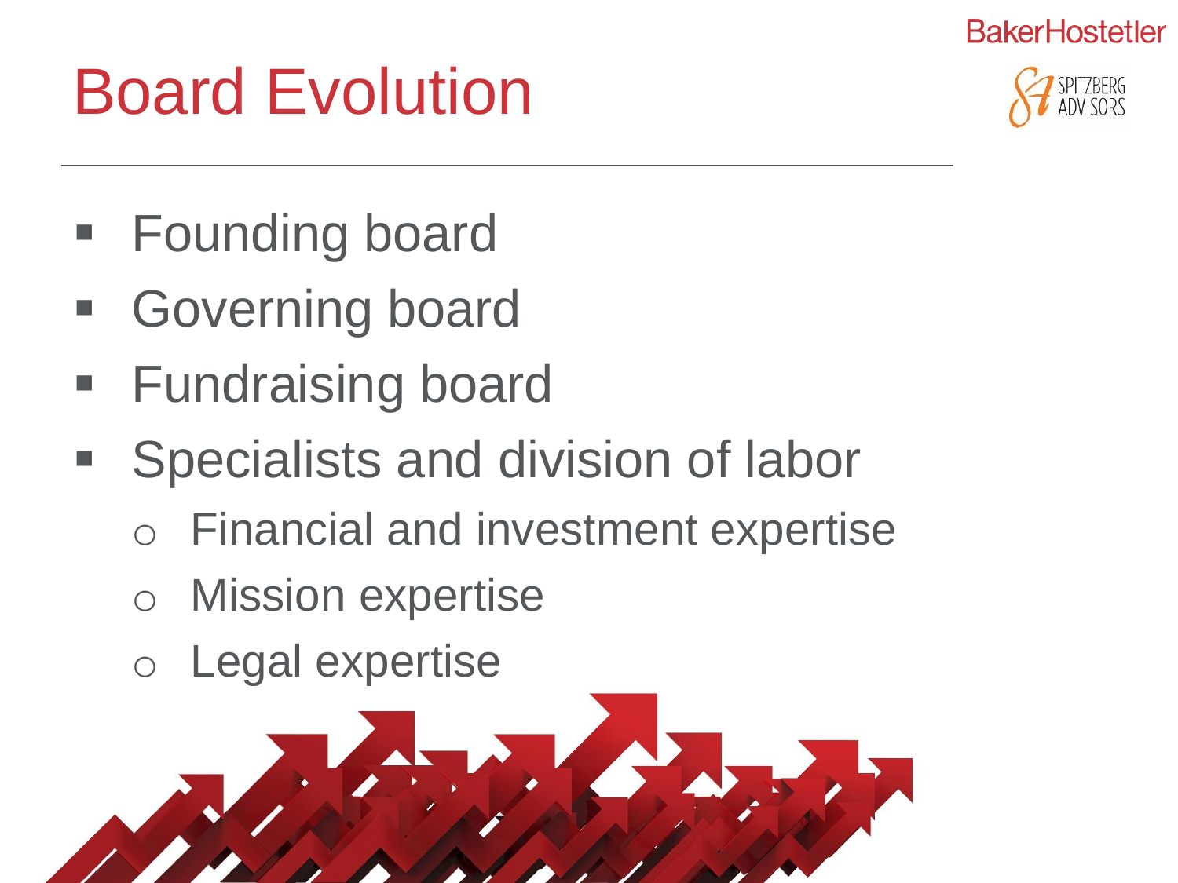# Board Evolution

- Founding board
- Governing board
- Fundraising board
- Specialists and division of labor
  - Financial and investment expertise
  - Mission expertise
  - Legal expertise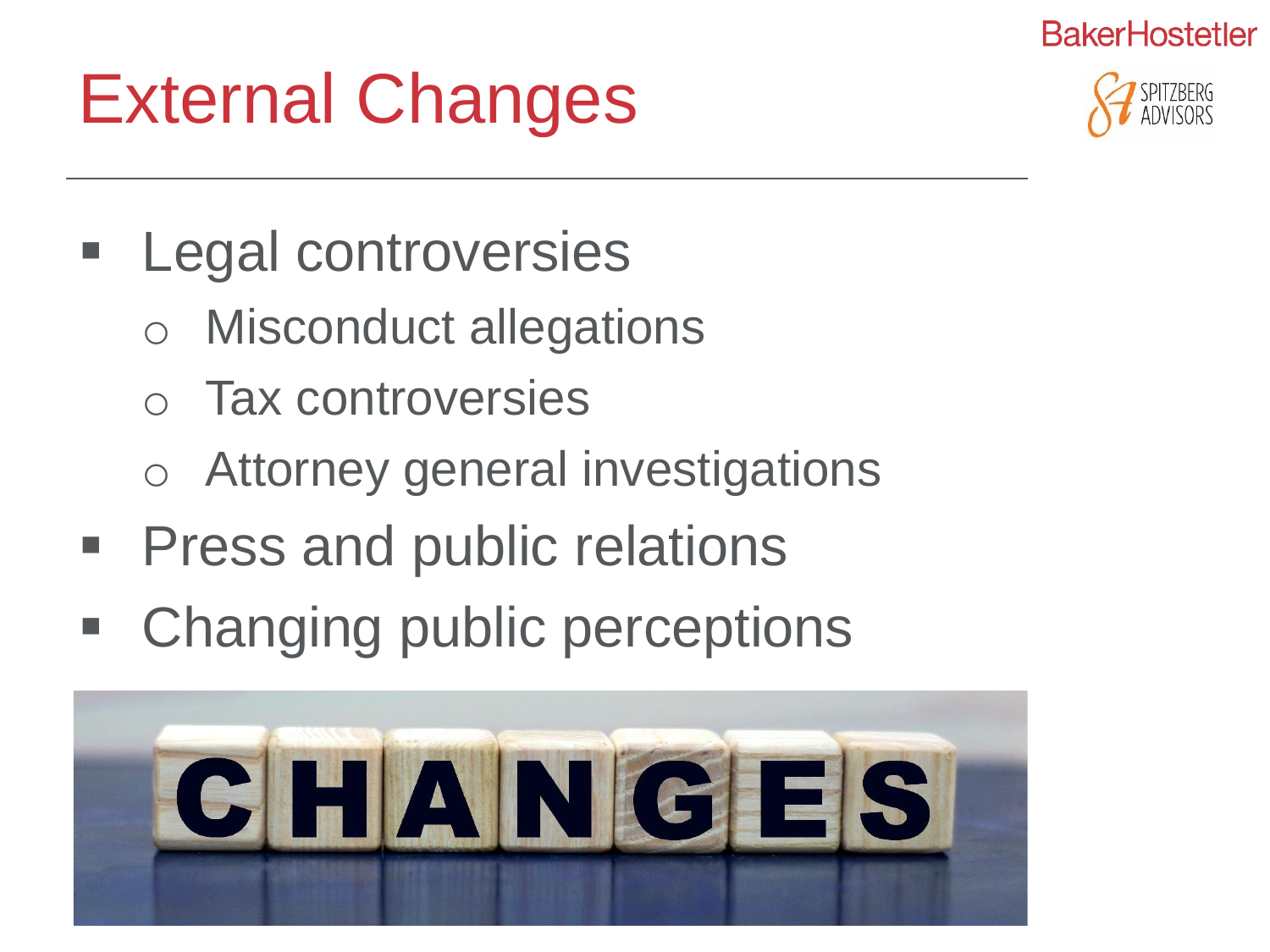# External Changes

- Legal controversies
  - Misconduct allegations
  - Tax controversies
  - Attorney general investigations
- Press and public relations
- Changing public perceptions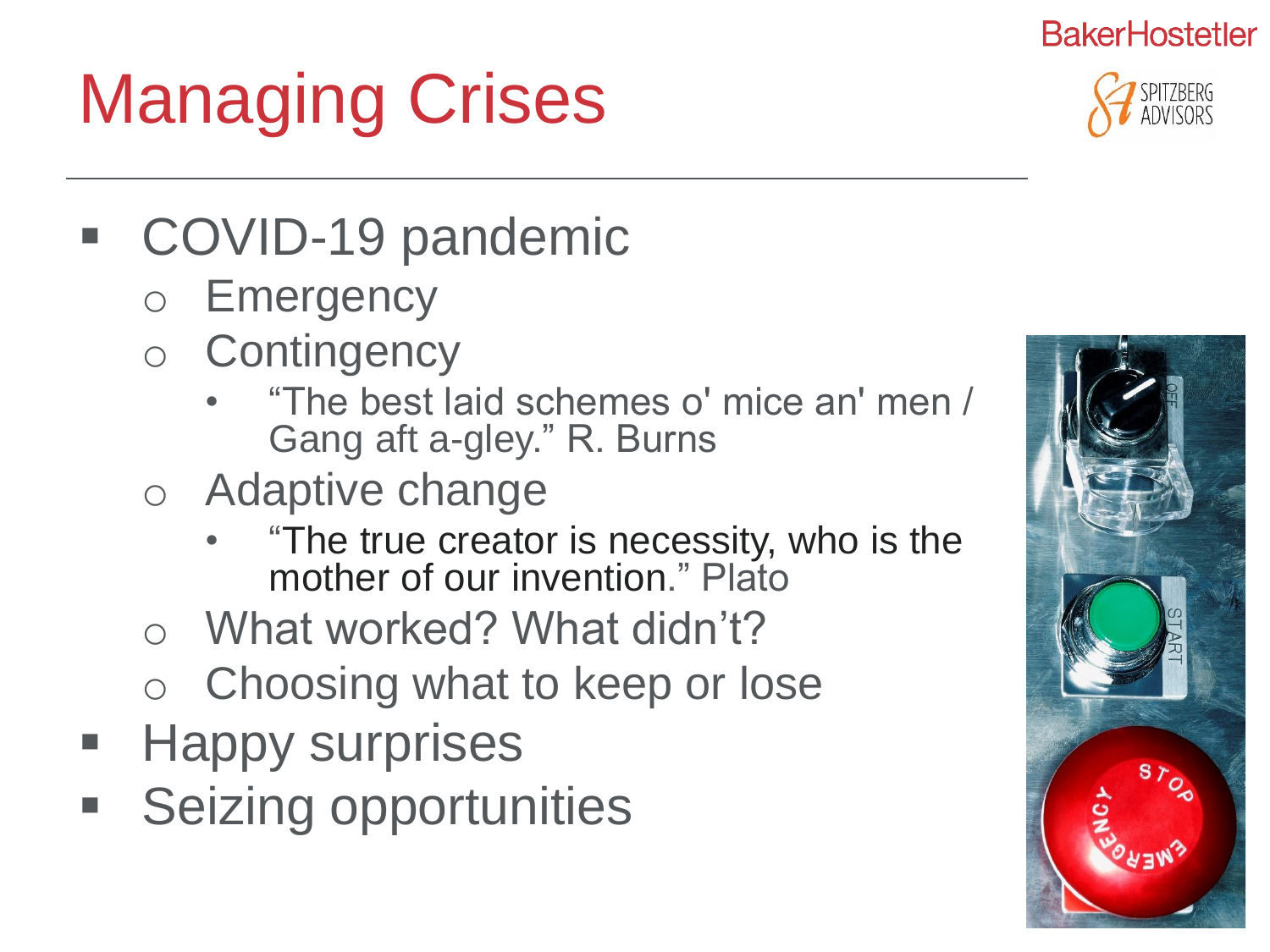# Managing Crises

- COVID-19 pandemic
  - Emergency
  - Contingency
    - "The best laid schemes o' mice an' men / Gang aft a-gley." R. Burns
  - Adaptive change
    - "The true creator is necessity, who is the mother of our invention." Plato
  - What worked? What didn't?
  - Choosing what to keep or lose
- Happy surprises
- Seizing opportunities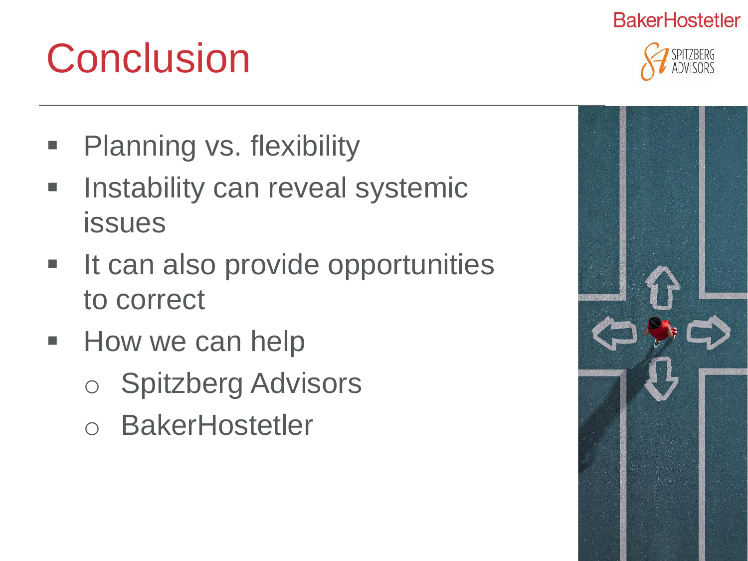# Conclusion

- Planning vs. flexibility
- Instability can reveal systemic issues
- It can also provide opportunities to correct
- How we can help
  - Spitzberg Advisors
  - BakerHostetler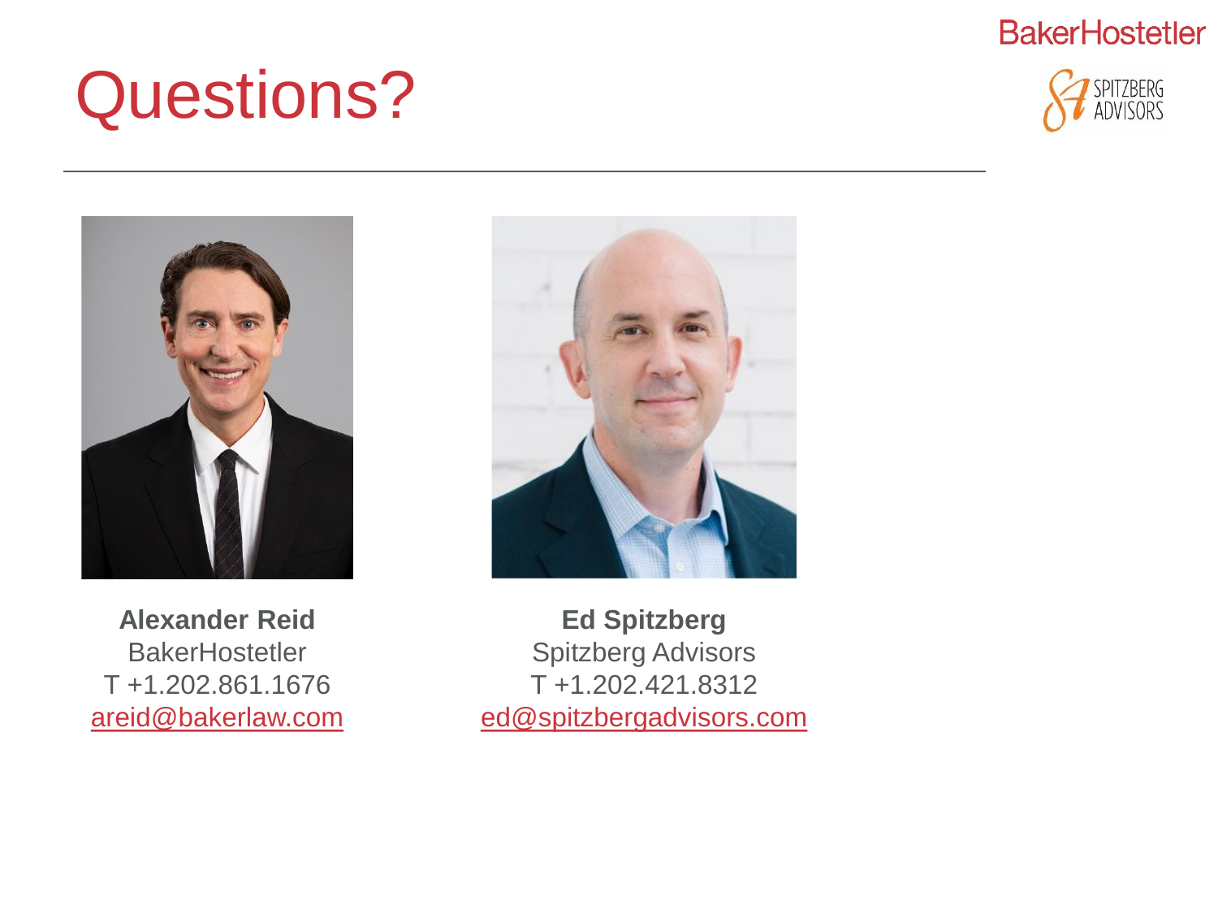# Questions?

**Alexander Reid**
BakerHostetler
T +1.202.861.1676
areid@bakerlaw.com

**Ed Spitzberg**
Spitzberg Advisors
T +1.202.421.8312
ed@spitzbergadvisors.com